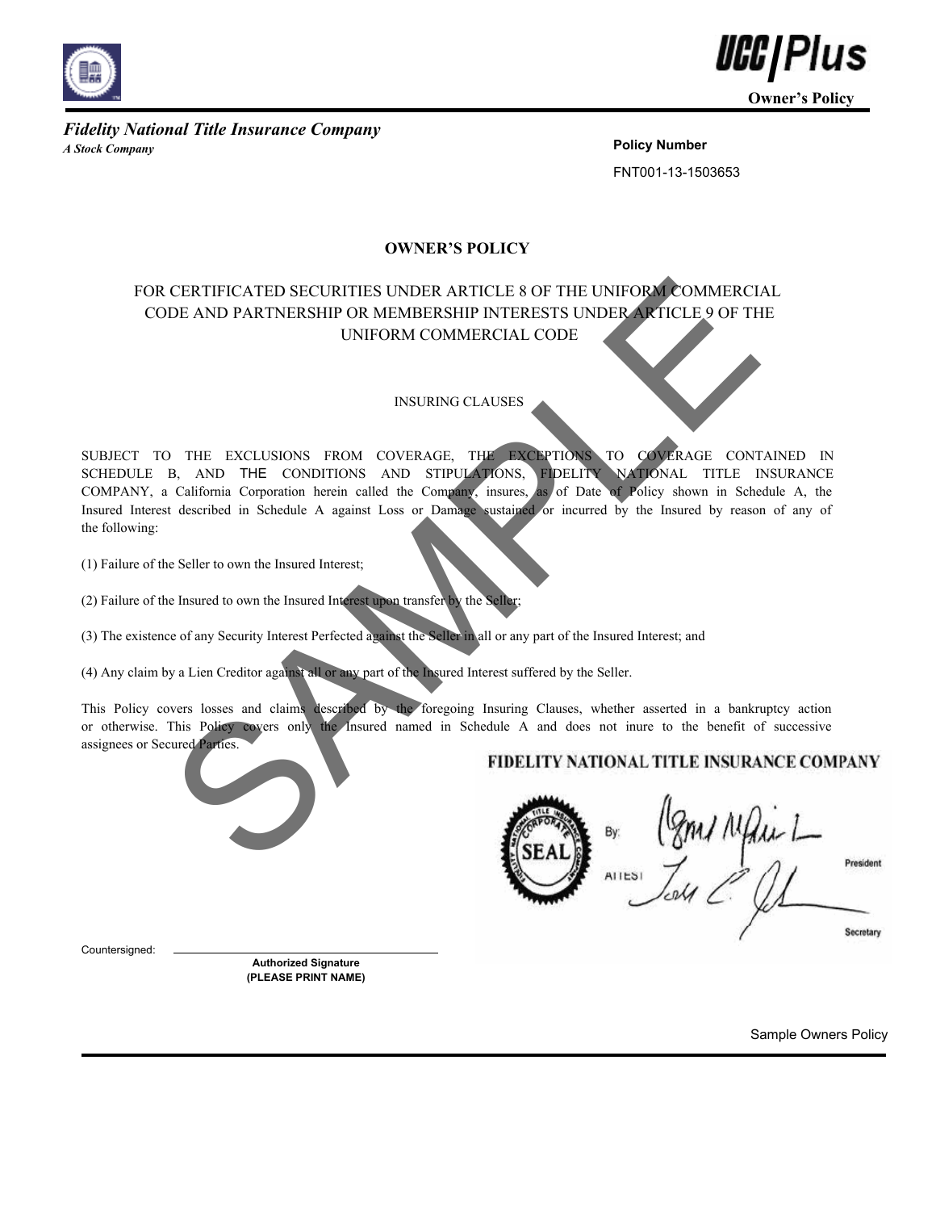**UCC|Plus**

**Owner's Policy**

***Fidelity National Title Insurance Company***

***A Stock Company***

**Policy Number**

FNT001-13-1503653

# OWNER'S POLICY

FOR CERTIFICATED SECURITIES UNDER ARTICLE 8 OF THE UNIFORM COMMERCIAL CODE AND PARTNERSHIP OR MEMBERSHIP INTERESTS UNDER ARTICLE 9 OF THE UNIFORM COMMERCIAL CODE

## INSURING CLAUSES

SUBJECT TO THE EXCLUSIONS FROM COVERAGE, THE EXCEPTIONS TO COVERAGE CONTAINED IN SCHEDULE B, AND THE CONDITIONS AND STIPULATIONS, FIDELITY NATIONAL TITLE INSURANCE COMPANY, a California Corporation herein called the Company, insures, as of Date of Policy shown in Schedule A, the Insured Interest described in Schedule A against Loss or Damage sustained or incurred by the Insured by reason of any of the following:

(1) Failure of the Seller to own the Insured Interest;

(2) Failure of the Insured to own the Insured Interest upon transfer by the Seller;

(3) The existence of any Security Interest Perfected against the Seller in all or any part of the Insured Interest; and

(4) Any claim by a Lien Creditor against all or any part of the Insured Interest suffered by the Seller.

This Policy covers losses and claims described by the foregoing Insuring Clauses, whether asserted in a bankruptcy action or otherwise. This Policy covers only the Insured named in Schedule A and does not inure to the benefit of successive assignees or Secured Parties.

**FIDELITY NATIONAL TITLE INSURANCE COMPANY**

SEAL

By: President

ATTEST Secretary

Countersigned: ______________________________

**Authorized Signature**
**(PLEASE PRINT NAME)**

Sample Owners Policy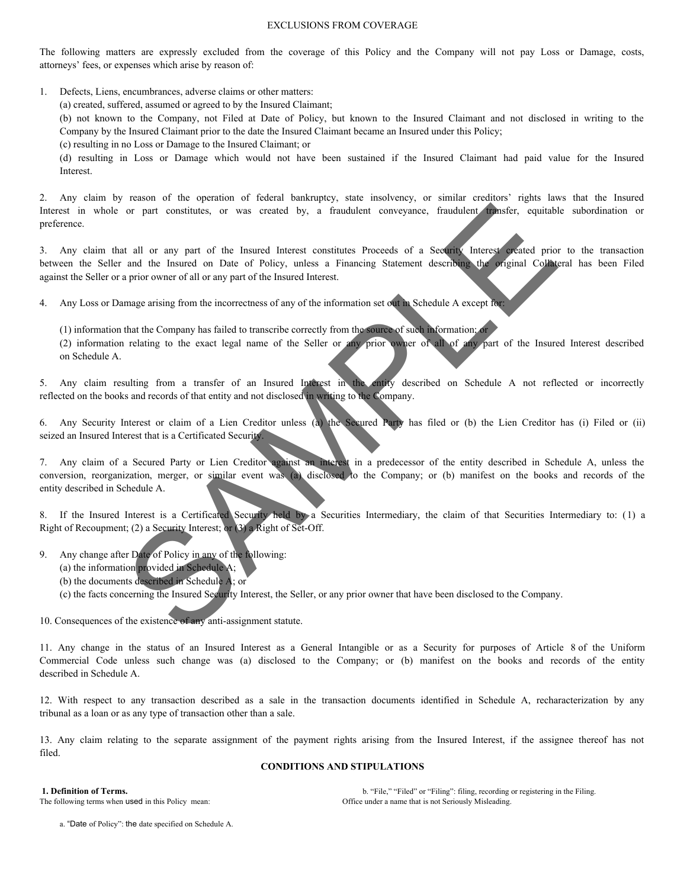## EXCLUSIONS FROM COVERAGE

The following matters are expressly excluded from the coverage of this Policy and the Company will not pay Loss or Damage, costs, attorneys' fees, or expenses which arise by reason of:

1. Defects, Liens, encumbrances, adverse claims or other matters:
   (a) created, suffered, assumed or agreed to by the Insured Claimant;
   (b) not known to the Company, not Filed at Date of Policy, but known to the Insured Claimant and not disclosed in writing to the Company by the Insured Claimant prior to the date the Insured Claimant became an Insured under this Policy;
   (c) resulting in no Loss or Damage to the Insured Claimant; or
   (d) resulting in Loss or Damage which would not have been sustained if the Insured Claimant had paid value for the Insured Interest.

2. Any claim by reason of the operation of federal bankruptcy, state insolvency, or similar creditors' rights laws that the Insured Interest in whole or part constitutes, or was created by, a fraudulent conveyance, fraudulent transfer, equitable subordination or preference.

3. Any claim that all or any part of the Insured Interest constitutes Proceeds of a Security Interest created prior to the transaction between the Seller and the Insured on Date of Policy, unless a Financing Statement describing the original Collateral has been Filed against the Seller or a prior owner of all or any part of the Insured Interest.

4. Any Loss or Damage arising from the incorrectness of any of the information set out in Schedule A except for:

   (1) information that the Company has failed to transcribe correctly from the source of such information; or
   (2) information relating to the exact legal name of the Seller or any prior owner of all of any part of the Insured Interest described on Schedule A.

5. Any claim resulting from a transfer of an Insured Interest in the entity described on Schedule A not reflected or incorrectly reflected on the books and records of that entity and not disclosed in writing to the Company.

6. Any Security Interest or claim of a Lien Creditor unless (a) the Secured Party has filed or (b) the Lien Creditor has (i) Filed or (ii) seized an Insured Interest that is a Certificated Security.

7. Any claim of a Secured Party or Lien Creditor against an interest in a predecessor of the entity described in Schedule A, unless the conversion, reorganization, merger, or similar event was (a) disclosed to the Company; or (b) manifest on the books and records of the entity described in Schedule A.

8. If the Insured Interest is a Certificated Security held by a Securities Intermediary, the claim of that Securities Intermediary to: (1) a Right of Recoupment; (2) a Security Interest; or (3) a Right of Set-Off.

9. Any change after Date of Policy in any of the following:
   (a) the information provided in Schedule A;
   (b) the documents described in Schedule A; or
   (c) the facts concerning the Insured Security Interest, the Seller, or any prior owner that have been disclosed to the Company.

10. Consequences of the existence of any anti-assignment statute.

11. Any change in the status of an Insured Interest as a General Intangible or as a Security for purposes of Article 8 of the Uniform Commercial Code unless such change was (a) disclosed to the Company; or (b) manifest on the books and records of the entity described in Schedule A.

12. With respect to any transaction described as a sale in the transaction documents identified in Schedule A, recharacterization by any tribunal as a loan or as any type of transaction other than a sale.

13. Any claim relating to the separate assignment of the payment rights arising from the Insured Interest, if the assignee thereof has not filed.

## CONDITIONS AND STIPULATIONS

**1. Definition of Terms.**
The following terms when used in this Policy mean:

a. "Date of Policy": the date specified on Schedule A.

b. "File," "Filed" or "Filing": filing, recording or registering in the Filing. Office under a name that is not Seriously Misleading.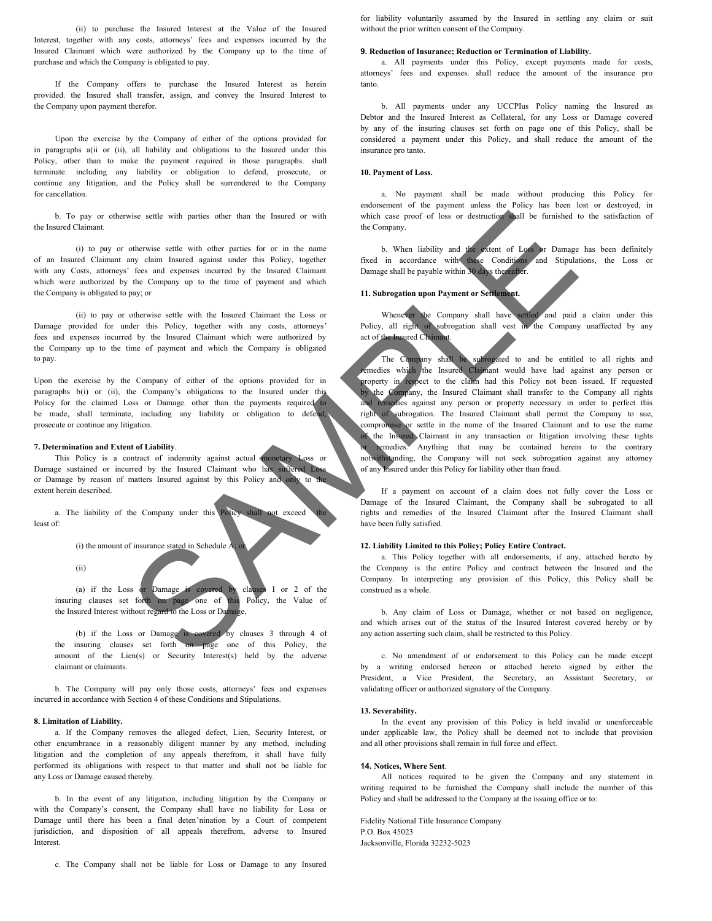(ii) to purchase the Insured Interest at the Value of the Insured Interest, together with any costs, attorneys' fees and expenses incurred by the Insured Claimant which were authorized by the Company up to the time of purchase and which the Company is obligated to pay.

If the Company offers to purchase the Insured Interest as herein provided. the Insured shall transfer, assign, and convey the Insured Interest to the Company upon payment therefor.

Upon the exercise by the Company of either of the options provided for in paragraphs a(ii or (ii), all liability and obligations to the Insured under this Policy, other than to make the payment required in those paragraphs. shall terminate. including any liability or obligation to defend, prosecute, or continue any litigation, and the Policy shall be surrendered to the Company for cancellation.

b. To pay or otherwise settle with parties other than the Insured or with the Insured Claimant.

(i) to pay or otherwise settle with other parties for or in the name of an Insured Claimant any claim Insured against under this Policy, together with any Costs, attorneys' fees and expenses incurred by the Insured Claimant which were authorized by the Company up to the time of payment and which the Company is obligated to pay; or

(ii) to pay or otherwise settle with the Insured Claimant the Loss or Damage provided for under this Policy, together with any costs, attorneys' fees and expenses incurred by the Insured Claimant which were authorized by the Company up to the time of payment and which the Company is obligated to pay.

Upon the exercise by the Company of either of the options provided for in paragraphs b(i) or (ii), the Company's obligations to the Insured under this Policy for the claimed Loss or Damage. other than the payments required to be made, shall terminate, including any liability or obligation to defend, prosecute or continue any litigation.

**7. Determination and Extent of Liability**.

This Policy is a contract of indemnity against actual monetary Loss or Damage sustained or incurred by the Insured Claimant who has suffered Loss or Damage by reason of matters Insured against by this Policy and only to the extent herein described.

a. The liability of the Company under this Policy shall not exceed the least of:

(i) the amount of insurance stated in Schedule A; or

(ii)

(a) if the Loss or Damage is covered by clauses I or 2 of the insuring clauses set forth on page one of this Policy, the Value of the Insured Interest without regard to the Loss or Damage,

(b) if the Loss or Damage is covered by clauses 3 through 4 of the insuring clauses set forth on page one of this Policy, the amount of the Lien(s) or Security Interest(s) held by the adverse claimant or claimants.

b. The Company will pay only those costs, attorneys' fees and expenses incurred in accordance with Section 4 of these Conditions and Stipulations.

**8. Limitation of Liability.**

a. If the Company removes the alleged defect, Lien, Security Interest, or other encumbrance in a reasonably diligent manner by any method, including litigation and the completion of any appeals therefrom, it shall have fully performed its obligations with respect to that matter and shall not be liable for any Loss or Damage caused thereby.

b. In the event of any litigation, including litigation by the Company or with the Company's consent, the Company shall have no liability for Loss or Damage until there has been a final deten'nination by a Court of competent jurisdiction, and disposition of all appeals therefrom, adverse to Insured Interest.

c. The Company shall not be liable for Loss or Damage to any Insured for liability voluntarily assumed by the Insured in settling any claim or suit without the prior written consent of the Company.

**9. Reduction of Insurance; Reduction or Termination of Liability.**

a. All payments under this Policy, except payments made for costs, attorneys' fees and expenses. shall reduce the amount of the insurance pro tanto.

b. All payments under any UCCPlus Policy naming the Insured as Debtor and the Insured Interest as Collateral, for any Loss or Damage covered by any of the insuring clauses set forth on page one of this Policy, shall be considered a payment under this Policy, and shall reduce the amount of the insurance pro tanto.

**10. Payment of Loss.**

a. No payment shall be made without producing this Policy for endorsement of the payment unless the Policy has been lost or destroyed, in which case proof of loss or destruction shall be furnished to the satisfaction of the Company.

b. When liability and the extent of Loss or Damage has been definitely fixed in accordance with these Conditions and Stipulations, the Loss or Damage shall be payable within 30 days thereafter.

**11. Subrogation upon Payment or Settlement.**

Whenever the Company shall have settled and paid a claim under this Policy, all right of subrogation shall vest in the Company unaffected by any act of the Insured Claimant.

The Company shall be subrogated to and be entitled to all rights and remedies which the Insured Claimant would have had against any person or property in respect to the claim had this Policy not been issued. If requested by the Company, the Insured Claimant shall transfer to the Company all rights and remedies against any person or property necessary in order to perfect this right of subrogation. The Insured Claimant shall permit the Company to sue, compromise or settle in the name of the Insured Claimant and to use the name of the Insured Claimant in any transaction or litigation involving these tights or remedies. Anything that may be contained herein to the contrary notwithstanding, the Company will not seek subrogation against any attorney of any Insured under this Policy for liability other than fraud.

If a payment on account of a claim does not fully cover the Loss or Damage of the Insured Claimant, the Company shall be subrogated to all rights and remedies of the Insured Claimant after the Insured Claimant shall have been fully satisfied.

**12. Liability Limited to this Policy; Policy Entire Contract.**

a. This Policy together with all endorsements, if any, attached hereto by the Company is the entire Policy and contract between the Insured and the Company. In interpreting any provision of this Policy, this Policy shall be construed as a whole.

b. Any claim of Loss or Damage, whether or not based on negligence, and which arises out of the status of the Insured Interest covered hereby or by any action asserting such claim, shall be restricted to this Policy.

c. No amendment of or endorsement to this Policy can be made except by a writing endorsed hereon or attached hereto signed by either the President, a Vice President, the Secretary, an Assistant Secretary, or validating officer or authorized signatory of the Company.

**13. Severability.**

In the event any provision of this Policy is held invalid or unenforceable under applicable law, the Policy shall be deemed not to include that provision and all other provisions shall remain in full force and effect.

**14. Notices, Where Sent**.

All notices required to be given the Company and any statement in writing required to be furnished the Company shall include the number of this Policy and shall be addressed to the Company at the issuing office or to:

Fidelity National Title Insurance Company
P.O. Box 45023
Jacksonville, Florida 32232-5023